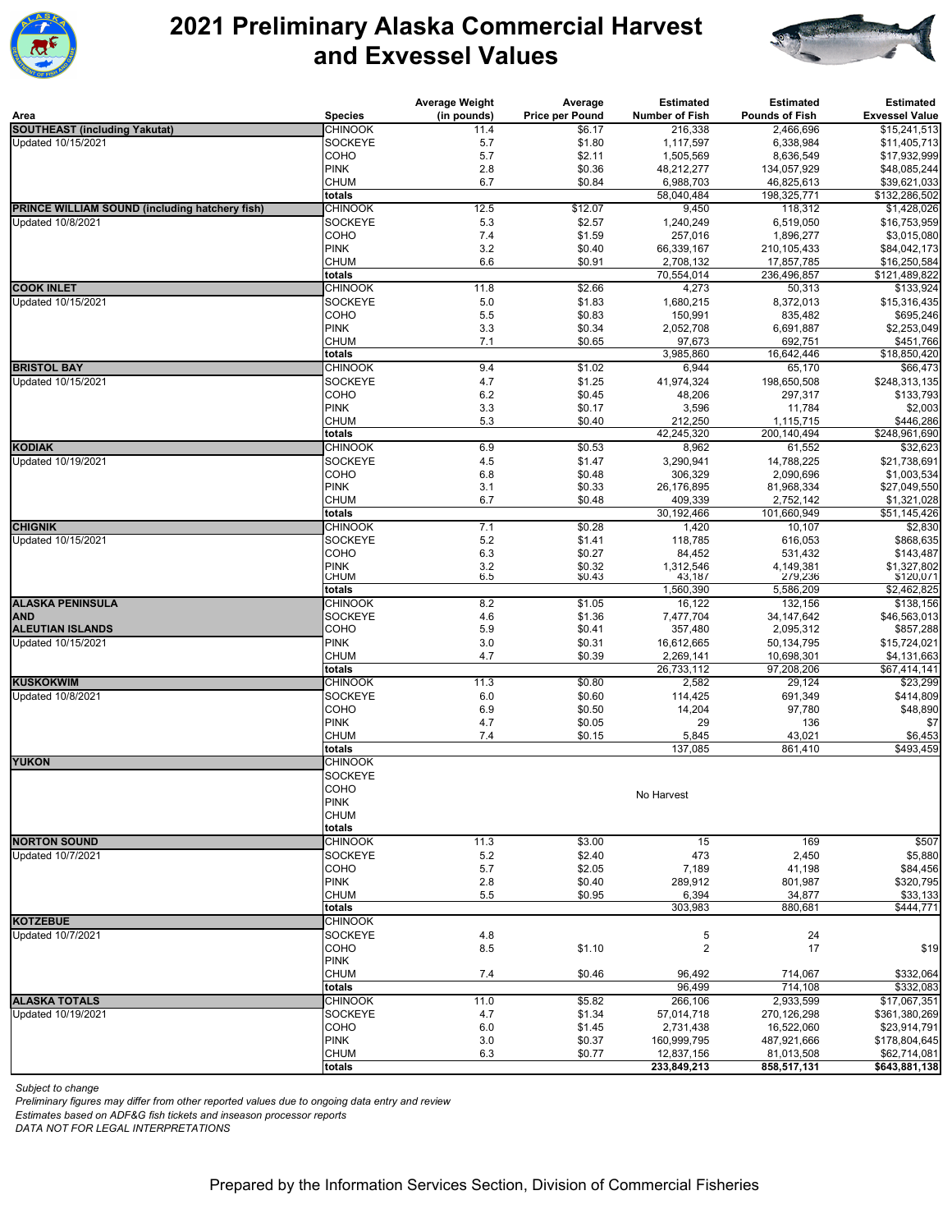# 2021 Preliminary Alaska Commercial Harvest and Exvessel Values

| Area | Species | Average Weight (in pounds) | Average Price per Pound | Estimated Number of Fish | Estimated Pounds of Fish | Estimated Exvessel Value |
|---|---|---|---|---|---|---|
| **SOUTHEAST (including Yakutat)** | CHINOOK | 11.4 | $6.17 | 216,338 | 2,466,696 | $15,241,513 |
| Updated 10/15/2021 | SOCKEYE | 5.7 | $1.80 | 1,117,597 | 6,338,984 | $11,405,713 |
| | COHO | 5.7 | $2.11 | 1,505,569 | 8,636,549 | $17,932,999 |
| | PINK | 2.8 | $0.36 | 48,212,277 | 134,057,929 | $48,085,244 |
| | CHUM | 6.7 | $0.84 | 6,988,703 | 46,825,613 | $39,621,033 |
| | totals | | | 58,040,484 | 198,325,771 | $132,286,502 |
| **PRINCE WILLIAM SOUND (including hatchery fish)** | CHINOOK | 12.5 | $12.07 | 9,450 | 118,312 | $1,428,026 |
| Updated 10/8/2021 | SOCKEYE | 5.3 | $2.57 | 1,240,249 | 6,519,050 | $16,753,959 |
| | COHO | 7.4 | $1.59 | 257,016 | 1,896,277 | $3,015,080 |
| | PINK | 3.2 | $0.40 | 66,339,167 | 210,105,433 | $84,042,173 |
| | CHUM | 6.6 | $0.91 | 2,708,132 | 17,857,785 | $16,250,584 |
| | totals | | | 70,554,014 | 236,496,857 | $121,489,822 |
| **COOK INLET** | CHINOOK | 11.8 | $2.66 | 4,273 | 50,313 | $133,924 |
| Updated 10/15/2021 | SOCKEYE | 5.0 | $1.83 | 1,680,215 | 8,372,013 | $15,316,435 |
| | COHO | 5.5 | $0.83 | 150,991 | 835,482 | $695,246 |
| | PINK | 3.3 | $0.34 | 2,052,708 | 6,691,887 | $2,253,049 |
| | CHUM | 7.1 | $0.65 | 97,673 | 692,751 | $451,766 |
| | totals | | | 3,985,860 | 16,642,446 | $18,850,420 |
| **BRISTOL BAY** | CHINOOK | 9.4 | $1.02 | 6,944 | 65,170 | $66,473 |
| Updated 10/15/2021 | SOCKEYE | 4.7 | $1.25 | 41,974,324 | 198,650,508 | $248,313,135 |
| | COHO | 6.2 | $0.45 | 48,206 | 297,317 | $133,793 |
| | PINK | 3.3 | $0.17 | 3,596 | 11,784 | $2,003 |
| | CHUM | 5.3 | $0.40 | 212,250 | 1,115,715 | $446,286 |
| | totals | | | 42,245,320 | 200,140,494 | $248,961,690 |
| **KODIAK** | CHINOOK | 6.9 | $0.53 | 8,962 | 61,552 | $32,623 |
| Updated 10/19/2021 | SOCKEYE | 4.5 | $1.47 | 3,290,941 | 14,788,225 | $21,738,691 |
| | COHO | 6.8 | $0.48 | 306,329 | 2,090,696 | $1,003,534 |
| | PINK | 3.1 | $0.33 | 26,176,895 | 81,968,334 | $27,049,550 |
| | CHUM | 6.7 | $0.48 | 409,339 | 2,752,142 | $1,321,028 |
| | totals | | | 30,192,466 | 101,660,949 | $51,145,426 |
| **CHIGNIK** | CHINOOK | 7.1 | $0.28 | 1,420 | 10,107 | $2,830 |
| Updated 10/15/2021 | SOCKEYE | 5.2 | $1.41 | 118,785 | 616,053 | $868,635 |
| | COHO | 6.3 | $0.27 | 84,452 | 531,432 | $143,487 |
| | PINK | 3.2 | $0.32 | 1,312,546 | 4,149,381 | $1,327,802 |
| | CHUM | 6.5 | $0.43 | 43,187 | 279,236 | $120,071 |
| | totals | | | 1,560,390 | 5,586,209 | $2,462,825 |
| **ALASKA PENINSULA AND ALEUTIAN ISLANDS** | CHINOOK | 8.2 | $1.05 | 16,122 | 132,156 | $138,156 |
| Updated 10/15/2021 | SOCKEYE | 4.6 | $1.36 | 7,477,704 | 34,147,642 | $46,563,013 |
| | COHO | 5.9 | $0.41 | 357,480 | 2,095,312 | $857,288 |
| | PINK | 3.0 | $0.31 | 16,612,665 | 50,134,795 | $15,724,021 |
| | CHUM | 4.7 | $0.39 | 2,269,141 | 10,698,301 | $4,131,663 |
| | totals | | | 26,733,112 | 97,208,206 | $67,414,141 |
| **KUSKOKWIM** | CHINOOK | 11.3 | $0.80 | 2,582 | 29,124 | $23,299 |
| Updated 10/8/2021 | SOCKEYE | 6.0 | $0.60 | 114,425 | 691,349 | $414,809 |
| | COHO | 6.9 | $0.50 | 14,204 | 97,780 | $48,890 |
| | PINK | 4.7 | $0.05 | 29 | 136 | $7 |
| | CHUM | 7.4 | $0.15 | 5,845 | 43,021 | $6,453 |
| | totals | | | 137,085 | 861,410 | $493,459 |
| **YUKON** | CHINOOK | | | | | |
| | SOCKEYE | | | | | |
| | COHO | | | No Harvest | | |
| | PINK | | | | | |
| | CHUM | | | | | |
| | totals | | | | | |
| **NORTON SOUND** | CHINOOK | 11.3 | $3.00 | 15 | 169 | $507 |
| Updated 10/7/2021 | SOCKEYE | 5.2 | $2.40 | 473 | 2,450 | $5,880 |
| | COHO | 5.7 | $2.05 | 7,189 | 41,198 | $84,456 |
| | PINK | 2.8 | $0.40 | 289,912 | 801,987 | $320,795 |
| | CHUM | 5.5 | $0.95 | 6,394 | 34,877 | $33,133 |
| | totals | | | 303,983 | 880,681 | $444,771 |
| **KOTZEBUE** | CHINOOK | | | | | |
| Updated 10/7/2021 | SOCKEYE | 4.8 | | 5 | 24 | |
| | COHO | 8.5 | $1.10 | 2 | 17 | $19 |
| | PINK | | | | | |
| | CHUM | 7.4 | $0.46 | 96,492 | 714,067 | $332,064 |
| | totals | | | 96,499 | 714,108 | $332,083 |
| **ALASKA TOTALS** | CHINOOK | 11.0 | $5.82 | 266,106 | 2,933,599 | $17,067,351 |
| Updated 10/19/2021 | SOCKEYE | 4.7 | $1.34 | 57,014,718 | 270,126,298 | $361,380,269 |
| | COHO | 6.0 | $1.45 | 2,731,438 | 16,522,060 | $23,914,791 |
| | PINK | 3.0 | $0.37 | 160,999,795 | 487,921,666 | $178,804,645 |
| | CHUM | 6.3 | $0.77 | 12,837,156 | 81,013,508 | $62,714,081 |
| | **totals** | | | **233,849,213** | **858,517,131** | **$643,881,138** |

*Subject to change*

*Preliminary figures may differ from other reported values due to ongoing data entry and review*

*Estimates based on ADF&G fish tickets and inseason processor reports*

*DATA NOT FOR LEGAL INTERPRETATIONS*

Prepared by the Information Services Section, Division of Commercial Fisheries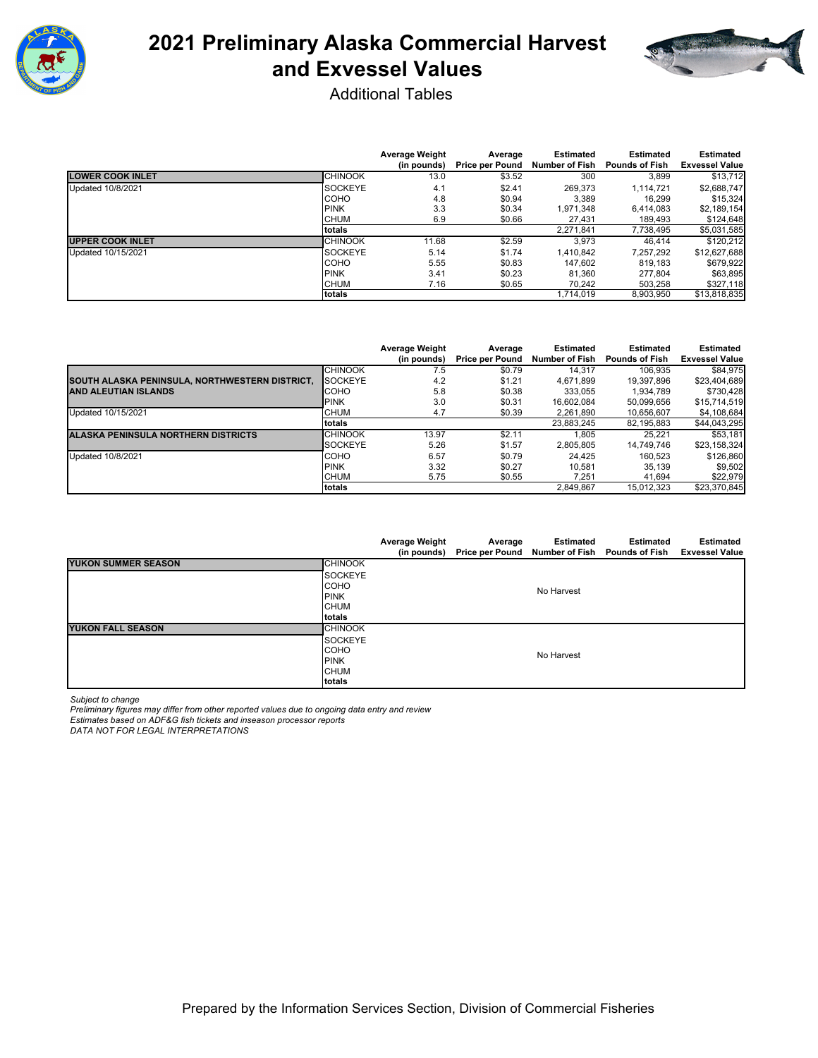# 2021 Preliminary Alaska Commercial Harvest and Exvessel Values

Additional Tables

| | | Average Weight (in pounds) | Average Price per Pound | Estimated Number of Fish | Estimated Pounds of Fish | Estimated Exvessel Value |
|---|---|---|---|---|---|---|
| **LOWER COOK INLET** | CHINOOK | 13.0 | $3.52 | 300 | 3,899 | $13,712 |
| Updated 10/8/2021 | SOCKEYE | 4.1 | $2.41 | 269,373 | 1,114,721 | $2,688,747 |
| | COHO | 4.8 | $0.94 | 3,389 | 16,299 | $15,324 |
| | PINK | 3.3 | $0.34 | 1,971,348 | 6,414,083 | $2,189,154 |
| | CHUM | 6.9 | $0.66 | 27,431 | 189,493 | $124,648 |
| | **totals** | | | 2,271,841 | 7,738,495 | $5,031,585 |
| **UPPER COOK INLET** | CHINOOK | 11.68 | $2.59 | 3,973 | 46,414 | $120,212 |
| Updated 10/15/2021 | SOCKEYE | 5.14 | $1.74 | 1,410,842 | 7,257,292 | $12,627,688 |
| | COHO | 5.55 | $0.83 | 147,602 | 819,183 | $679,922 |
| | PINK | 3.41 | $0.23 | 81,360 | 277,804 | $63,895 |
| | CHUM | 7.16 | $0.65 | 70,242 | 503,258 | $327,118 |
| | **totals** | | | 1,714,019 | 8,903,950 | $13,818,835 |

| | | Average Weight (in pounds) | Average Price per Pound | Estimated Number of Fish | Estimated Pounds of Fish | Estimated Exvessel Value |
|---|---|---|---|---|---|---|
| **SOUTH ALASKA PENINSULA, NORTHWESTERN DISTRICT, AND ALEUTIAN ISLANDS** | CHINOOK | 7.5 | $0.79 | 14,317 | 106,935 | $84,975 |
| | SOCKEYE | 4.2 | $1.21 | 4,671,899 | 19,397,896 | $23,404,689 |
| | COHO | 5.8 | $0.38 | 333,055 | 1,934,789 | $730,428 |
| | PINK | 3.0 | $0.31 | 16,602,084 | 50,099,656 | $15,714,519 |
| Updated 10/15/2021 | CHUM | 4.7 | $0.39 | 2,261,890 | 10,656,607 | $4,108,684 |
| | **totals** | | | 23,883,245 | 82,195,883 | $44,043,295 |
| **ALASKA PENINSULA NORTHERN DISTRICTS** | CHINOOK | 13.97 | $2.11 | 1,805 | 25,221 | $53,181 |
| | SOCKEYE | 5.26 | $1.57 | 2,805,805 | 14,749,746 | $23,158,324 |
| Updated 10/8/2021 | COHO | 6.57 | $0.79 | 24,425 | 160,523 | $126,860 |
| | PINK | 3.32 | $0.27 | 10,581 | 35,139 | $9,502 |
| | CHUM | 5.75 | $0.55 | 7,251 | 41,694 | $22,979 |
| | **totals** | | | 2,849,867 | 15,012,323 | $23,370,845 |

| | | Average Weight (in pounds) | Average Price per Pound | Estimated Number of Fish | Estimated Pounds of Fish | Estimated Exvessel Value |
|---|---|---|---|---|---|---|
| **YUKON SUMMER SEASON** | CHINOOK | | | | | |
| | SOCKEYE | | | | | |
| | COHO | | | No Harvest | | |
| | PINK | | | | | |
| | CHUM | | | | | |
| | **totals** | | | | | |
| **YUKON FALL SEASON** | CHINOOK | | | | | |
| | SOCKEYE | | | | | |
| | COHO | | | No Harvest | | |
| | PINK | | | | | |
| | CHUM | | | | | |
| | **totals** | | | | | |

*Subject to change*

*Preliminary figures may differ from other reported values due to ongoing data entry and review*

*Estimates based on ADF&G fish tickets and inseason processor reports*

*DATA NOT FOR LEGAL INTERPRETATIONS*

Prepared by the Information Services Section, Division of Commercial Fisheries